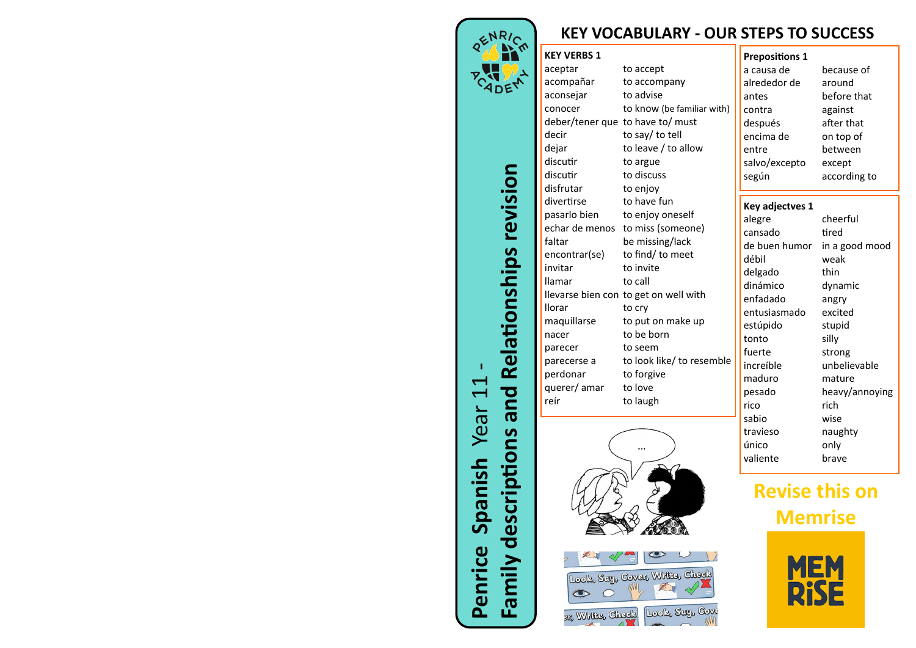# Penrice Spanish Year 11 - Family descriptions and Relationships revision

## KEY VOCABULARY - OUR STEPS TO SUCCESS

### KEY VERBS 1

| | |
|---|---|
| aceptar | to accept |
| acompañar | to accompany |
| aconsejar | to advise |
| conocer | to know (be familiar with) |
| deber/tener que | to have to/ must |
| decir | to say/ to tell |
| dejar | to leave / to allow |
| discutir | to argue |
| discutir | to discuss |
| disfrutar | to enjoy |
| divertirse | to have fun |
| pasarlo bien | to enjoy oneself |
| echar de menos | to miss (someone) |
| faltar | be missing/lack |
| encontrar(se) | to find/ to meet |
| invitar | to invite |
| llamar | to call |
| llevarse bien con | to get on well with |
| llorar | to cry |
| maquillarse | to put on make up |
| nacer | to be born |
| parecer | to seem |
| parecerse a | to look like/ to resemble |
| perdonar | to forgive |
| querer/ amar | to love |
| reír | to laugh |

### Prepositions 1

| | |
|---|---|
| a causa de | because of |
| alrededor de | around |
| antes | before that |
| contra | against |
| después | after that |
| encima de | on top of |
| entre | between |
| salvo/excepto | except |
| según | according to |

### Key adjectves 1

| | |
|---|---|
| alegre | cheerful |
| cansado | tired |
| de buen humor | in a good mood |
| débil | weak |
| delgado | thin |
| dinámico | dynamic |
| enfadado | angry |
| entusiasmado | excited |
| estúpido | stupid |
| tonto | silly |
| fuerte | strong |
| increíble | unbelievable |
| maduro | mature |
| pesado | heavy/annoying |
| rico | rich |
| sabio | wise |
| travieso | naughty |
| único | only |
| valiente | brave |

**Revise this on Memrise**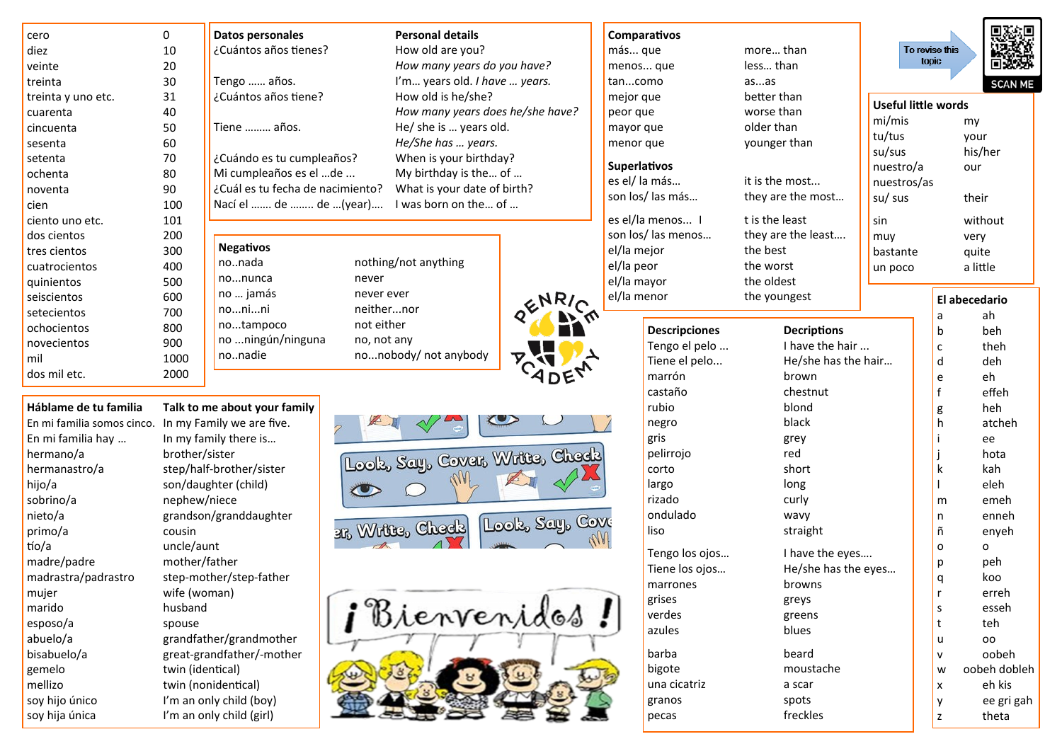| | |
|---|---|
| cero | 0 |
| diez | 10 |
| veinte | 20 |
| treinta | 30 |
| treinta y uno etc. | 31 |
| cuarenta | 40 |
| cincuenta | 50 |
| sesenta | 60 |
| setenta | 70 |
| ochenta | 80 |
| noventa | 90 |
| cien | 100 |
| ciento uno etc. | 101 |
| dos cientos | 200 |
| tres cientos | 300 |
| cuatrocientos | 400 |
| quinientos | 500 |
| seiscientos | 600 |
| setecientos | 700 |
| ochocientos | 800 |
| novecientos | 900 |
| mil | 1000 |
| dos mil etc. | 2000 |

| Datos personales | Personal details |
|---|---|
| ¿Cuántos años tienes? | How old are you?<br>*How many years do you have?* |
| Tengo …… años. | I'm… years old. *I have … years.* |
| ¿Cuántos años tiene? | How old is he/she?<br>*How many years does he/she have?* |
| Tiene ……… años. | He/ she is … years old.<br>*He/She has … years.* |
| ¿Cuándo es tu cumpleaños? | When is your birthday? |
| Mi cumpleaños es el …de ... | My birthday is the… of … |
| ¿Cuál es tu fecha de nacimiento? | What is your date of birth? |
| Nací el ……. de …….. de …(year)…. | I was born on the… of … |

| Negativos | |
|---|---|
| no..nada | nothing/not anything |
| no...nunca | never |
| no … jamás | never ever |
| no...ni...ni | neither...nor |
| no...tampoco | not either |
| no ...ningún/ninguna | no, not any |
| no..nadie | no...nobody/ not anybody |

| Comparativos | |
|---|---|
| más... que | more… than |
| menos... que | less… than |
| tan...como | as...as |
| mejor que | better than |
| peor que | worse than |
| mayor que | older than |
| menor que | younger than |

| Superlativos | |
|---|---|
| es el/ la más… | it is the most... |
| son los/ las más… | they are the most… |
| es el/la menos... I | t is the least |
| son los/ las menos… | they are the least…. |
| el/la mejor | the best |
| el/la peor | the worst |
| el/la mayor | the oldest |
| el/la menor | the youngest |

To revise this topic — SCAN ME

| Useful little words | |
|---|---|
| mi/mis | my |
| tu/tus | your |
| su/sus | his/her |
| nuestro/a<br>nuestros/as | our |
| su/ sus | their |
| sin | without |
| muy | very |
| bastante | quite |
| un poco | a little |

| Háblame de tu familia | Talk to me about your family |
|---|---|
| En mi familia somos cinco. | In my Family we are five. |
| En mi familia hay … | In my family there is… |
| hermano/a | brother/sister |
| hermanastro/a | step/half-brother/sister |
| hijo/a | son/daughter (child) |
| sobrino/a | nephew/niece |
| nieto/a | grandson/granddaughter |
| primo/a | cousin |
| tío/a | uncle/aunt |
| madre/padre | mother/father |
| madrastra/padrastro | step-mother/step-father |
| mujer | wife (woman) |
| marido | husband |
| esposo/a | spouse |
| abuelo/a | grandfather/grandmother |
| bisabuelo/a | great-grandfather/-mother |
| gemelo | twin (identical) |
| mellizo | twin (nonidentical) |
| soy hijo único | I'm an only child (boy) |
| soy hija única | I'm an only child (girl) |

Look, Say, Cover, Write, Check

¡Bienvenidos!

| Descripciones | Decriptions |
|---|---|
| Tengo el pelo ... | I have the hair ... |
| Tiene el pelo... | He/she has the hair… |
| marrón | brown |
| castaño | chestnut |
| rubio | blond |
| negro | black |
| gris | grey |
| pelirrojo | red |
| corto | short |
| largo | long |
| rizado | curly |
| ondulado | wavy |
| liso | straight |
| Tengo los ojos… | I have the eyes…. |
| Tiene los ojos… | He/she has the eyes… |
| marrones | browns |
| grises | greys |
| verdes | greens |
| azules | blues |
| barba | beard |
| bigote | moustache |
| una cicatriz | a scar |
| granos | spots |
| pecas | freckles |

| El abecedario | |
|---|---|
| a | ah |
| b | beh |
| c | theh |
| d | deh |
| e | eh |
| f | effeh |
| g | heh |
| h | atcheh |
| i | ee |
| j | hota |
| k | kah |
| l | eleh |
| m | emeh |
| n | enneh |
| ñ | enyeh |
| o | o |
| p | peh |
| q | koo |
| r | erreh |
| s | esseh |
| t | teh |
| u | oo |
| v | oobeh |
| w | oobeh dobleh |
| x | eh kis |
| y | ee gri gah |
| z | theta |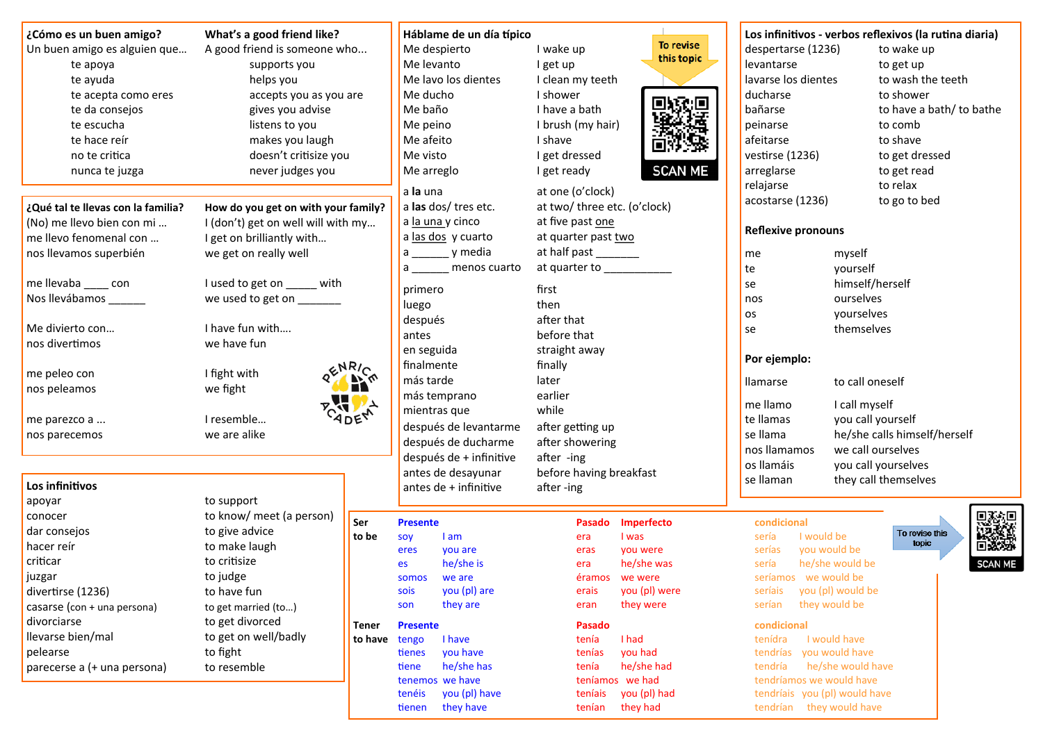## ¿Cómo es un buen amigo? / What's a good friend like?

| | |
|---|---|
| Un buen amigo es alguien que… | A good friend is someone who… |
| te apoya | supports you |
| te ayuda | helps you |
| te acepta como eres | accepts you as you are |
| te da consejos | gives you advise |
| te escucha | listens to you |
| te hace reír | makes you laugh |
| no te critica | doesn't critisize you |
| nunca te juzga | never judges you |

## ¿Qué tal te llevas con la familia? / How do you get on with your family?

| | |
|---|---|
| (No) me llevo bien con mi … | I (don't) get on well will with my… |
| me llevo fenomenal con … | I get on brilliantly with… |
| nos llevamos superbién | we get on really well |
| me llevaba ____ con | I used to get on _____ with |
| Nos llevábamos ______ | we used to get on _______ |
| Me divierto con… | I have fun with…. |
| nos divertimos | we have fun |
| me peleo con | I fight with |
| nos peleamos | we fight |
| me parezco a ... | I resemble… |
| nos parecemos | we are alike |

PENRICE ACADEMY

## Los infinitivos

| | |
|---|---|
| apoyar | to support |
| conocer | to know/ meet (a person) |
| dar consejos | to give advice |
| hacer reír | to make laugh |
| criticar | to critisize |
| juzgar | to judge |
| divertirse (1236) | to have fun |
| casarse (con + una persona) | to get married (to…) |
| divorciarse | to get divorced |
| llevarse bien/mal | to get on well/badly |
| pelearse | to fight |
| parecerse a (+ una persona) | to resemble |

## Háblame de un día típico

To revise this topic — SCAN ME

| | |
|---|---|
| Me despierto | I wake up |
| Me levanto | I get up |
| Me lavo los dientes | I clean my teeth |
| Me ducho | I shower |
| Me baño | I have a bath |
| Me peino | I brush (my hair) |
| Me afeito | I shave |
| Me visto | I get dressed |
| Me arreglo | I get ready |
| a **la** una | at one (o'clock) |
| a **las** dos/ tres etc. | at two/ three etc. (o'clock) |
| a la una y cinco | at five past one |
| a las dos y cuarto | at quarter past two |
| a ______ y media | at half past _______ |
| a ______ menos cuarto | at quarter to ___________ |
| primero | first |
| luego | then |
| después | after that |
| antes | before that |
| en seguida | straight away |
| finalmente | finally |
| más tarde | later |
| más temprano | earlier |
| mientras que | while |
| después de levantarme | after getting up |
| después de ducharme | after showering |
| después de + infinitive | after -ing |
| antes de desayunar | before having breakfast |
| antes de + infinitive | after -ing |

## Los infinitivos - verbos reflexivos (la rutina diaria)

| | |
|---|---|
| despertarse (1236) | to wake up |
| levantarse | to get up |
| lavarse los dientes | to wash the teeth |
| ducharse | to shower |
| bañarse | to have a bath/ to bathe |
| peinarse | to comb |
| afeitarse | to shave |
| vestirse (1236) | to get dressed |
| arreglarse | to get read |
| relajarse | to relax |
| acostarse (1236) | to go to bed |

### Reflexive pronouns

| | |
|---|---|
| me | myself |
| te | yourself |
| se | himself/herself |
| nos | ourselves |
| os | yourselves |
| se | themselves |

### Por ejemplo:

| | |
|---|---|
| llamarse | to call oneself |
| me llamo | I call myself |
| te llamas | you call yourself |
| se llama | he/she calls himself/herself |
| nos llamamos | we call ourselves |
| os llamáis | you call yourselves |
| se llaman | they call themselves |

## Ser / Tener

To revise this topic — SCAN ME

| | Presente | | Pasado Imperfecto | | condicional | |
|---|---|---|---|---|---|---|
| **Ser** to be | soy | I am | era | I was | sería | I would be |
| | eres | you are | eras | you were | serías | you would be |
| | es | he/she is | era | he/she was | sería | he/she would be |
| | somos | we are | éramos | we were | seríamos | we would be |
| | sois | you (pl) are | erais | you (pl) were | seríais | you (pl) would be |
| | son | they are | eran | they were | serían | they would be |
| | **Presente** | | **Pasado** | | **condicional** | |
| **Tener** to have | tengo | I have | tenía | I had | tenídra | I would have |
| | tienes | you have | tenías | you had | tendrías | you would have |
| | tiene | he/she has | tenía | he/she had | tendría | he/she would have |
| | tenemos | we have | teníamos | we had | tendríamos | we would have |
| | tenéis | you (pl) have | teníais | you (pl) had | tendríais | you (pl) would have |
| | tienen | they have | tenían | they had | tendrían | they would have |